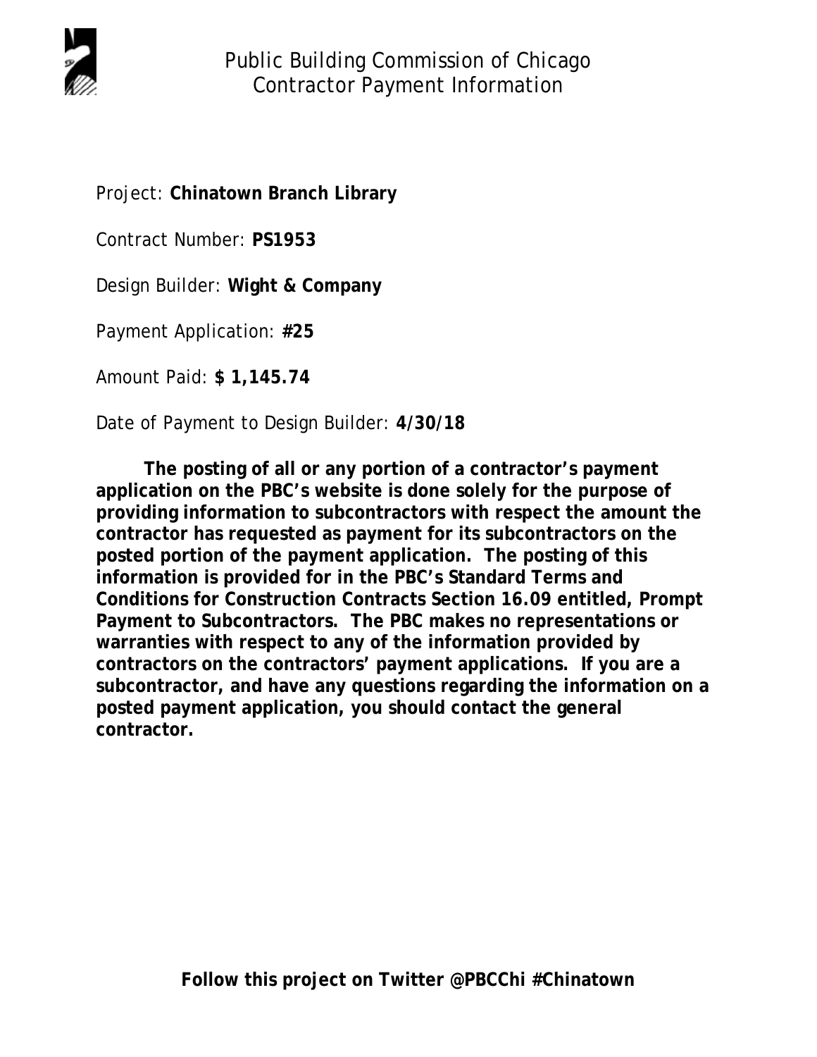# Public Building Commission of Chicago
## Contractor Payment Information

Project: **Chinatown Branch Library**

Contract Number: **PS1953**

Design Builder: **Wight & Company**

Payment Application: **#25**

Amount Paid: **$ 1,145.74**

Date of Payment to Design Builder: **4/30/18**

**The posting of all or any portion of a contractor's payment application on the PBC's website is done solely for the purpose of providing information to subcontractors with respect the amount the contractor has requested as payment for its subcontractors on the posted portion of the payment application. The posting of this information is provided for in the PBC's Standard Terms and Conditions for Construction Contracts Section 16.09 entitled, Prompt Payment to Subcontractors. The PBC makes no representations or warranties with respect to any of the information provided by contractors on the contractors' payment applications. If you are a subcontractor, and have any questions regarding the information on a posted payment application, you should contact the general contractor.**

**Follow this project on Twitter @PBCChi #Chinatown**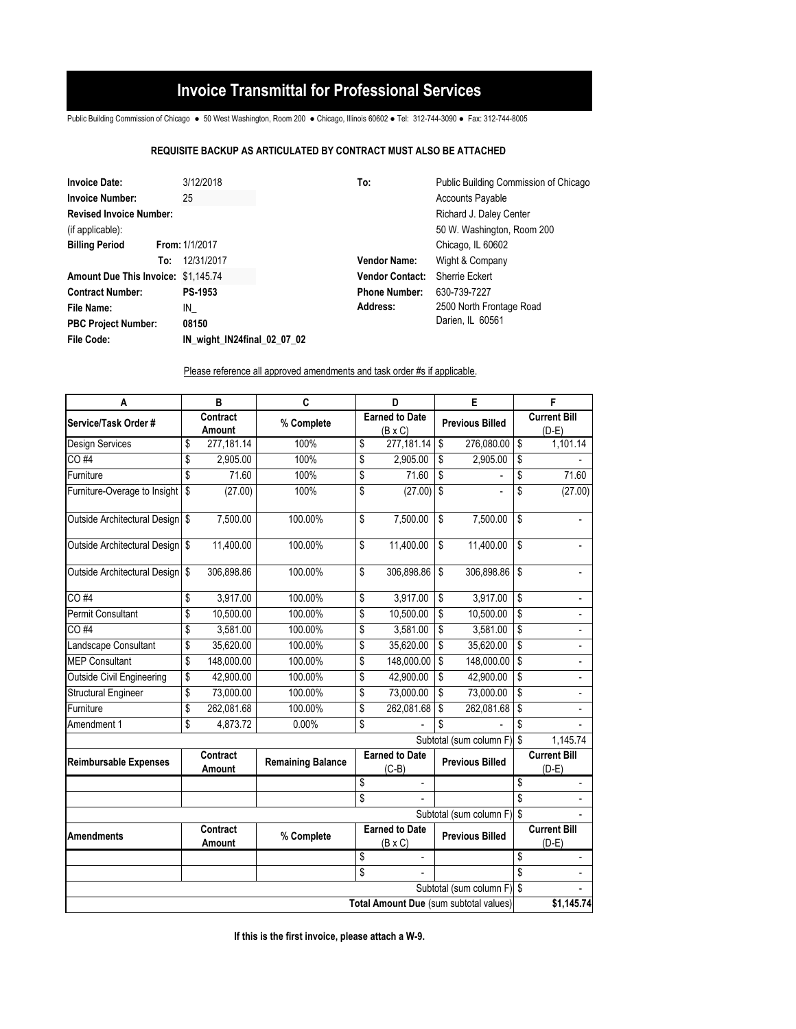# Invoice Transmittal for Professional Services

Public Building Commission of Chicago ● 50 West Washington, Room 200 ● Chicago, Illinois 60602 ● Tel: 312-744-3090 ● Fax: 312-744-8005

**REQUISITE BACKUP AS ARTICULATED BY CONTRACT MUST ALSO BE ATTACHED**

| | | | |
|---|---|---|---|
| **Invoice Date:** | 3/12/2018 | **To:** | Public Building Commission of Chicago |
| **Invoice Number:** | 25 | | Accounts Payable |
| **Revised Invoice Number:** (if applicable): | | | Richard J. Daley Center |
| | | | 50 W. Washington, Room 200 |
| **Billing Period** From: | 1/1/2017 | | Chicago, IL 60602 |
| **To:** | 12/31/2017 | **Vendor Name:** | Wight & Company |
| **Amount Due This Invoice:** | $1,145.74 | **Vendor Contact:** | Sherrie Eckert |
| **Contract Number:** | **PS-1953** | **Phone Number:** | 630-739-7227 |
| **File Name:** | IN_ | **Address:** | 2500 North Frontage Road |
| **PBC Project Number:** | **08150** | | Darien, IL 60561 |
| **File Code:** | **IN_wight_IN24final_02_07_02** | | |

Please reference all approved amendments and task order #s if applicable.

| A | B | C | D | E | F |
|---|---|---|---|---|---|
| **Service/Task Order #** | **Contract Amount** | **% Complete** | **Earned to Date (B x C)** | **Previous Billed** | **Current Bill (D-E)** |
| Design Services | $ 277,181.14 | 100% | $ 277,181.14 | $ 276,080.00 | $ 1,101.14 |
| CO #4 | $ 2,905.00 | 100% | $ 2,905.00 | $ 2,905.00 | $ - |
| Furniture | $ 71.60 | 100% | $ 71.60 | $ - | $ 71.60 |
| Furniture-Overage to Insight | $ (27.00) | 100% | $ (27.00) | $ - | $ (27.00) |
| Outside Architectural Design | $ 7,500.00 | 100.00% | $ 7,500.00 | $ 7,500.00 | $ - |
| Outside Architectural Design | $ 11,400.00 | 100.00% | $ 11,400.00 | $ 11,400.00 | $ - |
| Outside Architectural Design | $ 306,898.86 | 100.00% | $ 306,898.86 | $ 306,898.86 | $ - |
| CO #4 | $ 3,917.00 | 100.00% | $ 3,917.00 | $ 3,917.00 | $ - |
| Permit Consultant | $ 10,500.00 | 100.00% | $ 10,500.00 | $ 10,500.00 | $ - |
| CO #4 | $ 3,581.00 | 100.00% | $ 3,581.00 | $ 3,581.00 | $ - |
| Landscape Consultant | $ 35,620.00 | 100.00% | $ 35,620.00 | $ 35,620.00 | $ - |
| MEP Consultant | $ 148,000.00 | 100.00% | $ 148,000.00 | $ 148,000.00 | $ - |
| Outside Civil Engineering | $ 42,900.00 | 100.00% | $ 42,900.00 | $ 42,900.00 | $ - |
| Structural Engineer | $ 73,000.00 | 100.00% | $ 73,000.00 | $ 73,000.00 | $ - |
| Furniture | $ 262,081.68 | 100.00% | $ 262,081.68 | $ 262,081.68 | $ - |
| Amendment 1 | $ 4,873.72 | 0.00% | $ - | $ - | $ - |
| | | | | Subtotal (sum column F) | $ 1,145.74 |
| **Reimbursable Expenses** | **Contract Amount** | **Remaining Balance** | **Earned to Date (C-B)** | **Previous Billed** | **Current Bill (D-E)** |
| | | | $ - | | $ - |
| | | | $ - | | $ - |
| | | | | Subtotal (sum column F) | $ - |
| **Amendments** | **Contract Amount** | **% Complete** | **Earned to Date (B x C)** | **Previous Billed** | **Current Bill (D-E)** |
| | | | $ - | | $ - |
| | | | $ - | | $ - |
| | | | | Subtotal (sum column F) | $ - |
| | | | | **Total Amount Due** (sum subtotal values) | **$1,145.74** |

**If this is the first invoice, please attach a W-9.**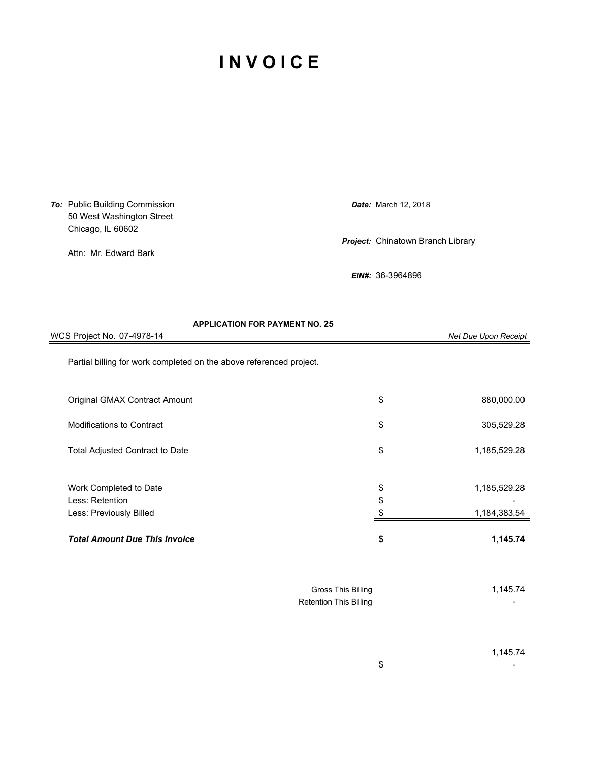# INVOICE

***To:*** Public Building Commission
50 West Washington Street
Chicago, IL 60602

Attn: Mr. Edward Bark

***Date:*** March 12, 2018

***Project:*** Chinatown Branch Library

***EIN#:*** 36-3964896

**APPLICATION FOR PAYMENT NO. 25**

WCS Project No. 07-4978-14 *Net Due Upon Receipt*

Partial billing for work completed on the above referenced project.

| | | |
|---|---|---|
| Original GMAX Contract Amount | $ | 880,000.00 |
| Modifications to Contract | $ | 305,529.28 |
| Total Adjusted Contract to Date | $ | 1,185,529.28 |
| | | |
| Work Completed to Date | $ | 1,185,529.28 |
| Less: Retention | $ | - |
| Less: Previously Billed | $ | 1,184,383.54 |
| ***Total Amount Due This Invoice*** | **$** | **1,145.74** |

| | |
|---|---|
| Gross This Billing | 1,145.74 |
| Retention This Billing | - |

1,145.74

$ -